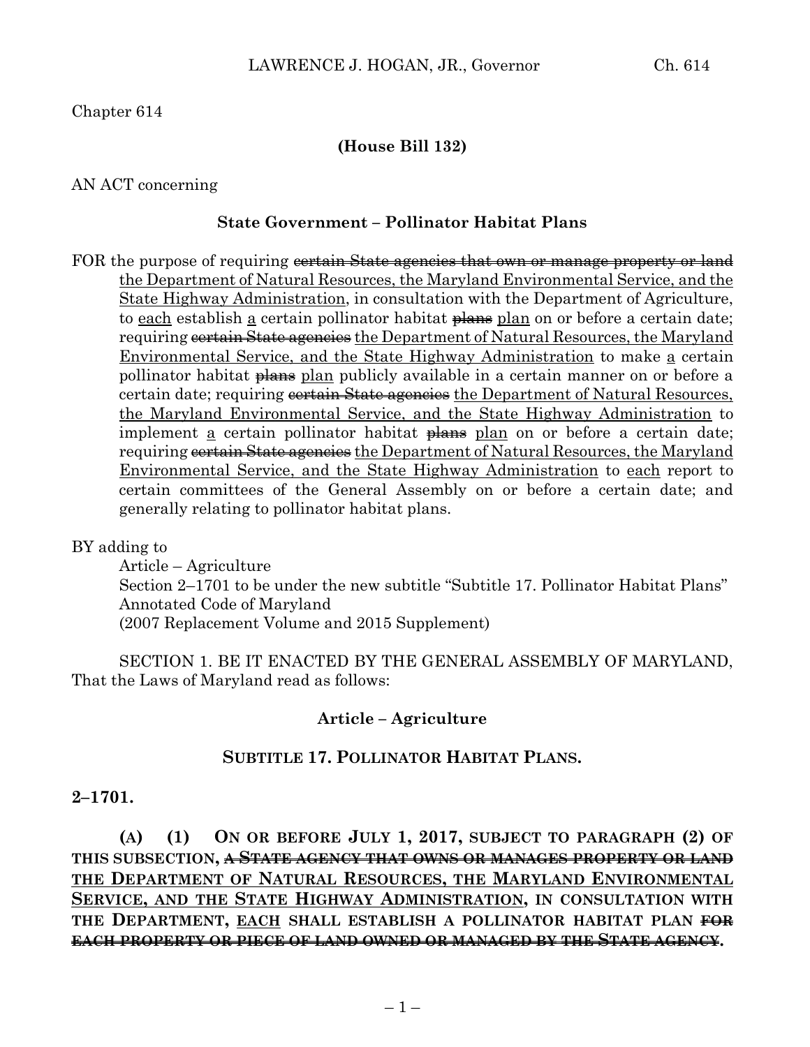Chapter 614

**(House Bill 132)**

AN ACT concerning

**State Government – Pollinator Habitat Plans**

FOR the purpose of requiring ~~certain State agencies that own or manage property or land~~ <u>the Department of Natural Resources, the Maryland Environmental Service, and the State Highway Administration</u>, in consultation with the Department of Agriculture, to <u>each</u> establish <u>a</u> certain pollinator habitat ~~plans~~ <u>plan</u> on or before a certain date; requiring ~~certain State agencies~~ <u>the Department of Natural Resources, the Maryland Environmental Service, and the State Highway Administration</u> to make <u>a</u> certain pollinator habitat ~~plans~~ <u>plan</u> publicly available in a certain manner on or before a certain date; requiring ~~certain State agencies~~ <u>the Department of Natural Resources, the Maryland Environmental Service, and the State Highway Administration</u> to implement <u>a</u> certain pollinator habitat ~~plans~~ <u>plan</u> on or before a certain date; requiring ~~certain State agencies~~ <u>the Department of Natural Resources, the Maryland Environmental Service, and the State Highway Administration</u> to <u>each</u> report to certain committees of the General Assembly on or before a certain date; and generally relating to pollinator habitat plans.

BY adding to
Article – Agriculture
Section 2–1701 to be under the new subtitle "Subtitle 17. Pollinator Habitat Plans"
Annotated Code of Maryland
(2007 Replacement Volume and 2015 Supplement)

SECTION 1. BE IT ENACTED BY THE GENERAL ASSEMBLY OF MARYLAND, That the Laws of Maryland read as follows:

**Article – Agriculture**

**SUBTITLE 17. POLLINATOR HABITAT PLANS.**

**2–1701.**

**(A) (1) ON OR BEFORE JULY 1, 2017, SUBJECT TO PARAGRAPH (2) OF THIS SUBSECTION, ~~A STATE AGENCY THAT OWNS OR MANAGES PROPERTY OR LAND~~ <u>THE DEPARTMENT OF NATURAL RESOURCES, THE MARYLAND ENVIRONMENTAL SERVICE, AND THE STATE HIGHWAY ADMINISTRATION</u>, IN CONSULTATION WITH THE DEPARTMENT, <u>EACH</u> SHALL ESTABLISH A POLLINATOR HABITAT PLAN ~~FOR EACH PROPERTY OR PIECE OF LAND OWNED OR MANAGED BY THE STATE AGENCY~~.**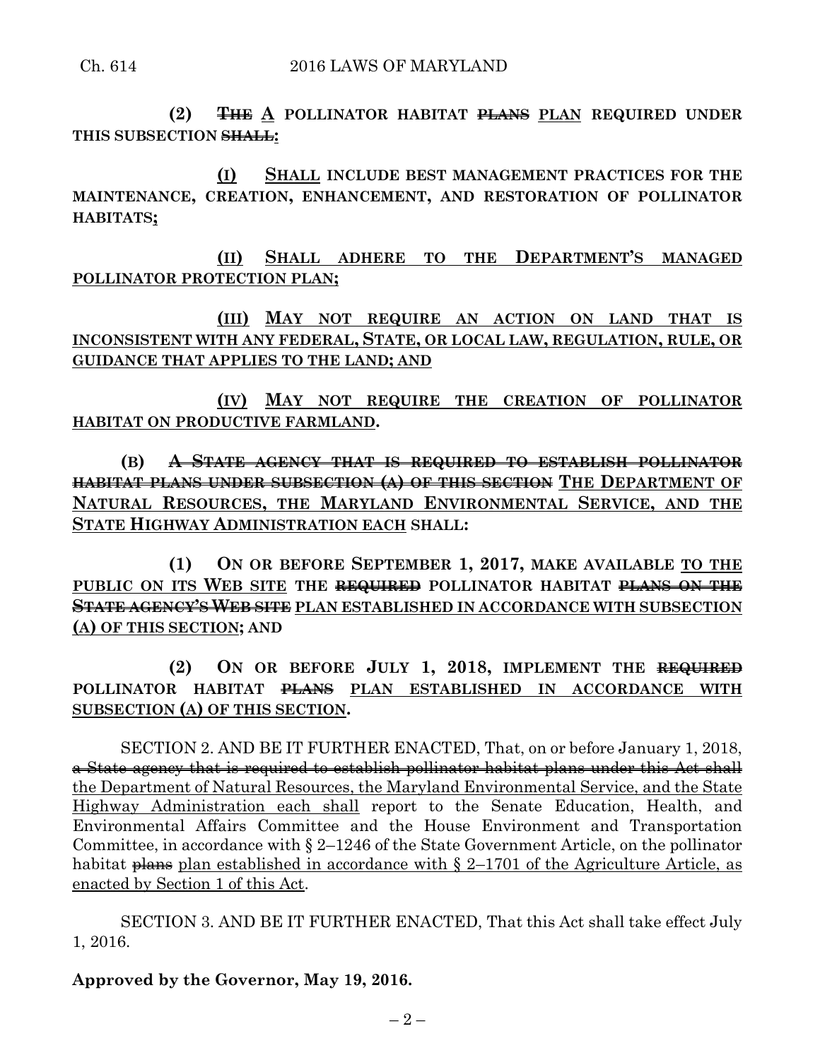**(2) ~~THE~~ A POLLINATOR HABITAT ~~PLANS~~ PLAN REQUIRED UNDER THIS SUBSECTION ~~SHALL~~:**

**(I) SHALL INCLUDE BEST MANAGEMENT PRACTICES FOR THE MAINTENANCE, CREATION, ENHANCEMENT, AND RESTORATION OF POLLINATOR HABITATS;**

**(II) SHALL ADHERE TO THE DEPARTMENT'S MANAGED POLLINATOR PROTECTION PLAN;**

**(III) MAY NOT REQUIRE AN ACTION ON LAND THAT IS INCONSISTENT WITH ANY FEDERAL, STATE, OR LOCAL LAW, REGULATION, RULE, OR GUIDANCE THAT APPLIES TO THE LAND; AND**

**(IV) MAY NOT REQUIRE THE CREATION OF POLLINATOR HABITAT ON PRODUCTIVE FARMLAND.**

**(B) ~~A STATE AGENCY THAT IS REQUIRED TO ESTABLISH POLLINATOR HABITAT PLANS UNDER SUBSECTION (A) OF THIS SECTION~~ THE DEPARTMENT OF NATURAL RESOURCES, THE MARYLAND ENVIRONMENTAL SERVICE, AND THE STATE HIGHWAY ADMINISTRATION EACH SHALL:**

**(1) ON OR BEFORE SEPTEMBER 1, 2017, MAKE AVAILABLE TO THE PUBLIC ON ITS WEB SITE THE ~~REQUIRED~~ POLLINATOR HABITAT ~~PLANS ON THE STATE AGENCY'S WEB SITE~~ PLAN ESTABLISHED IN ACCORDANCE WITH SUBSECTION (A) OF THIS SECTION; AND**

**(2) ON OR BEFORE JULY 1, 2018, IMPLEMENT THE ~~REQUIRED~~ POLLINATOR HABITAT ~~PLANS~~ PLAN ESTABLISHED IN ACCORDANCE WITH SUBSECTION (A) OF THIS SECTION.**

SECTION 2. AND BE IT FURTHER ENACTED, That, on or before January 1, 2018, ~~a State agency that is required to establish pollinator habitat plans under this Act shall~~ the Department of Natural Resources, the Maryland Environmental Service, and the State Highway Administration each shall report to the Senate Education, Health, and Environmental Affairs Committee and the House Environment and Transportation Committee, in accordance with § 2–1246 of the State Government Article, on the pollinator habitat ~~plans~~ plan established in accordance with § 2–1701 of the Agriculture Article, as enacted by Section 1 of this Act.

SECTION 3. AND BE IT FURTHER ENACTED, That this Act shall take effect July 1, 2016.

**Approved by the Governor, May 19, 2016.**